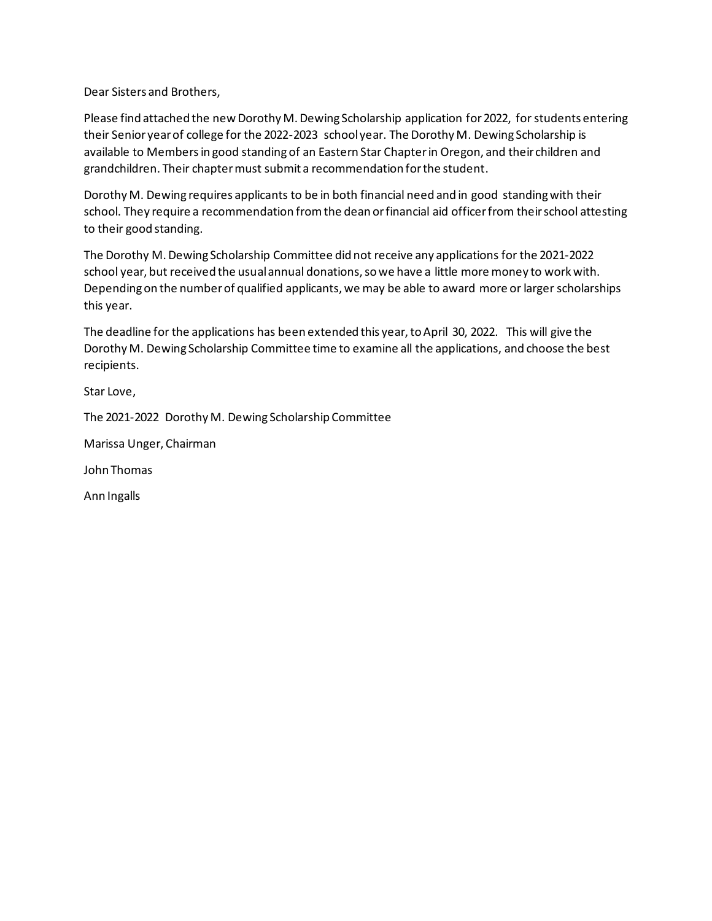Dear Sisters and Brothers,

Please find attached the new Dorothy M. Dewing Scholarship application for 2022, for students entering their Senior year of college for the 2022-2023 school year. The Dorothy M. Dewing Scholarship is available to Members in good standing of an Eastern Star Chapter in Oregon, and their children and grandchildren. Their chapter must submit a recommendation for the student.

Dorothy M. Dewing requires applicants to be in both financial need and in good standing with their school. They require a recommendation from the dean or financial aid officer from their school attesting to their good standing.

The Dorothy M. Dewing Scholarship Committee did not receive any applications for the 2021-2022 school year, but received the usual annual donations, so we have a little more money to work with. Depending on the number of qualified applicants, we may be able to award more or larger scholarships this year.

The deadline for the applications has been extended this year, to April 30, 2022. This will give the Dorothy M. Dewing Scholarship Committee time to examine all the applications, and choose the best recipients.

Star Love,

The 2021-2022 Dorothy M. Dewing Scholarship Committee

Marissa Unger, Chairman

John Thomas

Ann Ingalls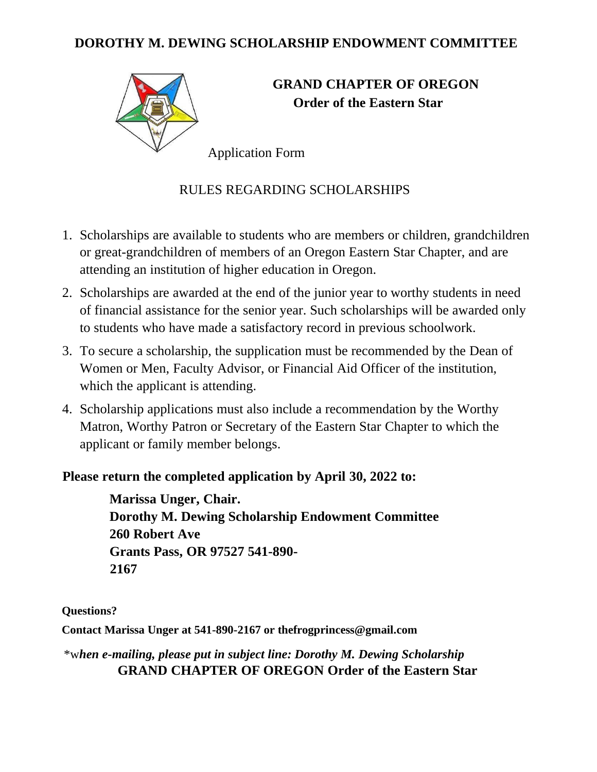**DOROTHY M. DEWING SCHOLARSHIP ENDOWMENT COMMITTEE**

**GRAND CHAPTER OF OREGON**
**Order of the Eastern Star**

Application Form

RULES REGARDING SCHOLARSHIPS

1. Scholarships are available to students who are members or children, grandchildren or great-grandchildren of members of an Oregon Eastern Star Chapter, and are attending an institution of higher education in Oregon.
2. Scholarships are awarded at the end of the junior year to worthy students in need of financial assistance for the senior year. Such scholarships will be awarded only to students who have made a satisfactory record in previous schoolwork.
3. To secure a scholarship, the supplication must be recommended by the Dean of Women or Men, Faculty Advisor, or Financial Aid Officer of the institution, which the applicant is attending.
4. Scholarship applications must also include a recommendation by the Worthy Matron, Worthy Patron or Secretary of the Eastern Star Chapter to which the applicant or family member belongs.

**Please return the completed application by April 30, 2022 to:**

**Marissa Unger, Chair.**
**Dorothy M. Dewing Scholarship Endowment Committee**
**260 Robert Ave**
**Grants Pass, OR 97527 541-890-2167**

**Questions?**

**Contact Marissa Unger at 541-890-2167 or thefrogprincess@gmail.com**

*w***hen e-mailing, please put in subject line: Dorothy M. Dewing Scholarship***

**GRAND CHAPTER OF OREGON Order of the Eastern Star**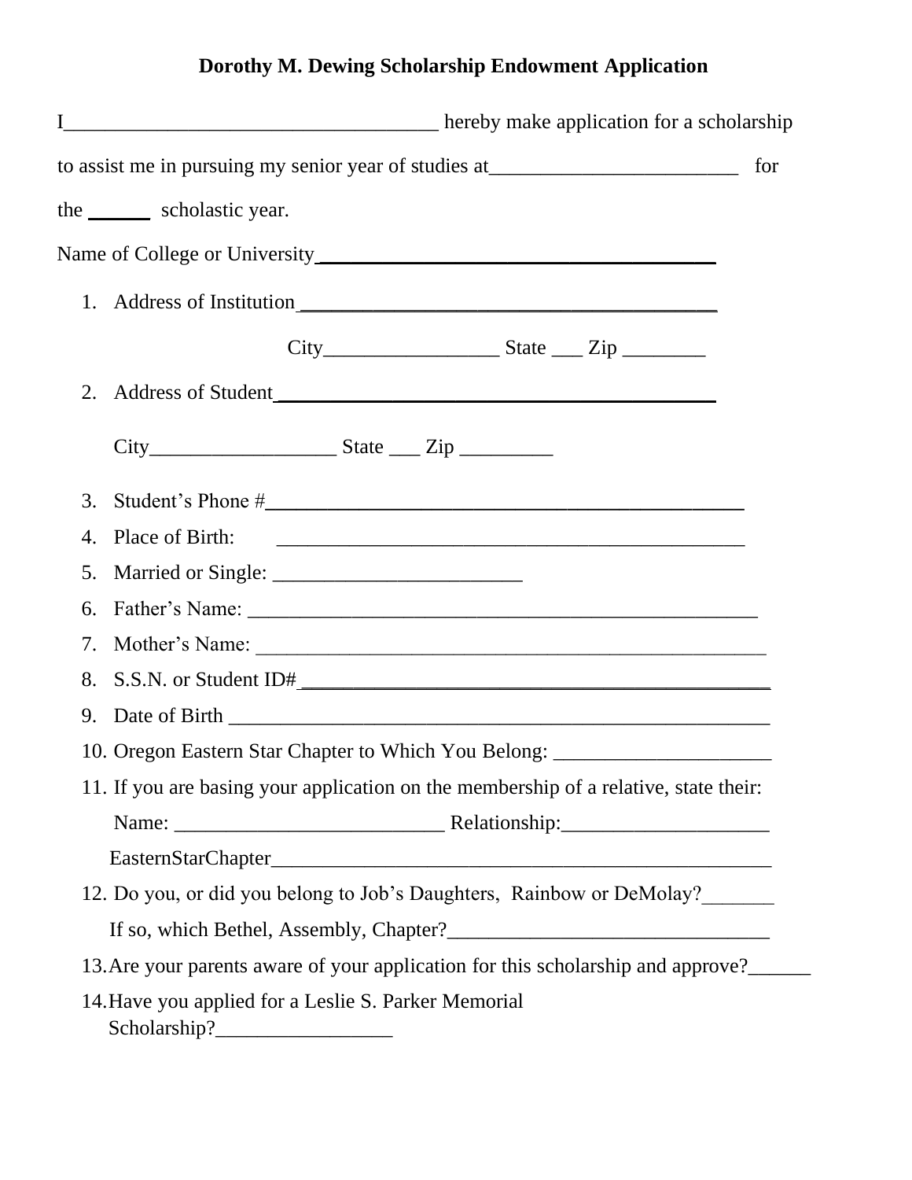# Dorothy M. Dewing Scholarship Endowment Application

I___________________________________ hereby make application for a scholarship to assist me in pursuing my senior year of studies at________________________ for the ______ scholastic year.

Name of College or University________________________________________

1. Address of Institution __________________________________________

   City_________________ State ___ Zip ________

2. Address of Student____________________________________________

   City__________________ State ___ Zip _________

3. Student's Phone #_____________________________________________
4. Place of Birth: ______________________________________________
5. Married or Single: ________________________
6. Father's Name: _______________________________________________
7. Mother's Name: _______________________________________________
8. S.S.N. or Student ID#___________________________________________
9. Date of Birth __________________________________________________
10. Oregon Eastern Star Chapter to Which You Belong: _____________________
11. If you are basing your application on the membership of a relative, state their:

    Name: __________________________ Relationship:____________________

    EasternStarChapter_______________________________________________
12. Do you, or did you belong to Job's Daughters, Rainbow or DeMolay?_______

    If so, which Bethel, Assembly, Chapter?_______________________________
13. Are your parents aware of your application for this scholarship and approve?______
14. Have you applied for a Leslie S. Parker Memorial Scholarship?_________________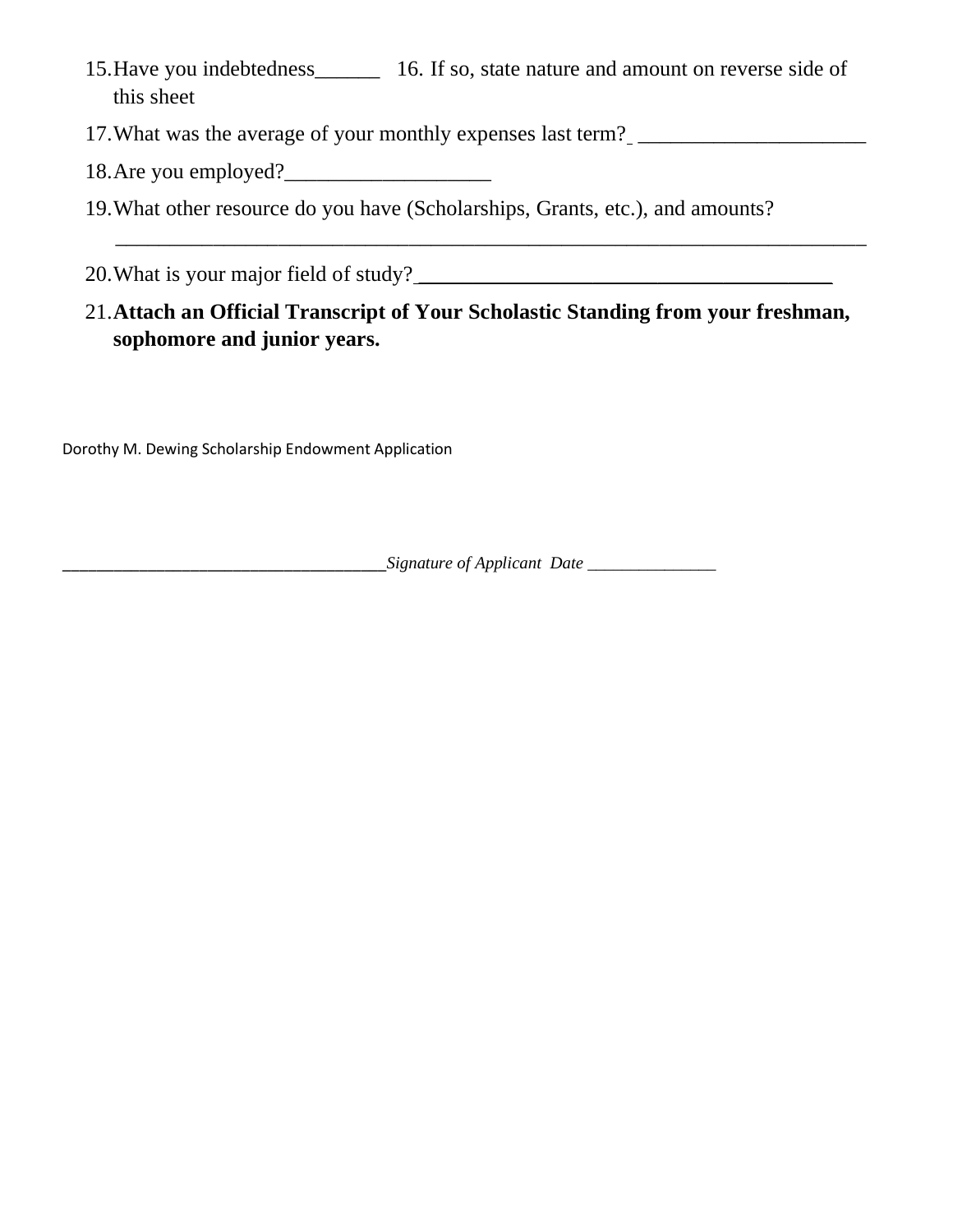15. Have you indebtedness______ 16. If so, state nature and amount on reverse side of this sheet
17. What was the average of your monthly expenses last term? _____________________
18. Are you employed?___________________
19. What other resource do you have (Scholarships, Grants, etc.), and amounts?

    ______________________________________________________________________
20. What is your major field of study?______________________________________
21. **Attach an Official Transcript of Your Scholastic Standing from your freshman, sophomore and junior years.**

Dorothy M. Dewing Scholarship Endowment Application

____________________________________*Signature of Applicant Date* _______________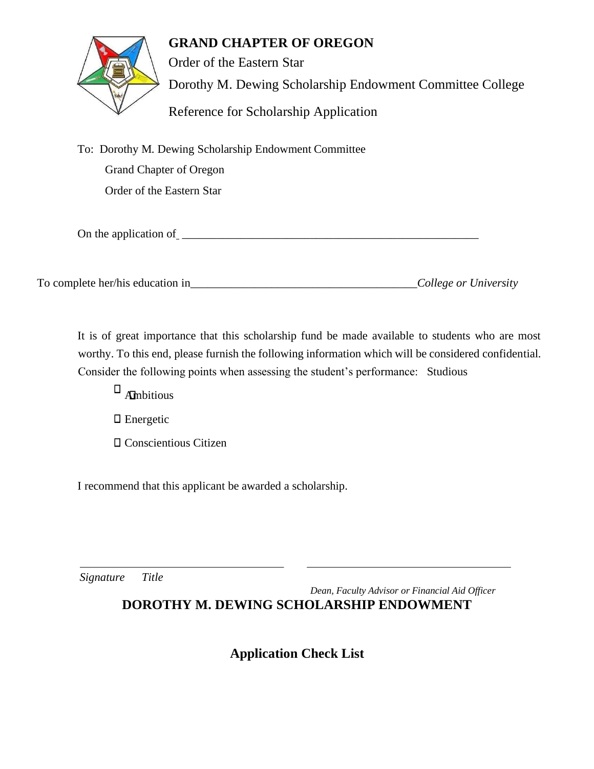# GRAND CHAPTER OF OREGON

Order of the Eastern Star

Dorothy M. Dewing Scholarship Endowment Committee College

Reference for Scholarship Application

To: Dorothy M. Dewing Scholarship Endowment Committee

Grand Chapter of Oregon

Order of the Eastern Star

On the application of _______________________________________________________

To complete her/his education in________________________________________*College or University*

It is of great importance that this scholarship fund be made available to students who are most worthy. To this end, please furnish the following information which will be considered confidential. Consider the following points when assessing the student's performance: Studious

- ☐ Ambitious
- ☐ Energetic
- ☐ Conscientious Citizen

I recommend that this applicant be awarded a scholarship.

_____________________________________ _____________________________________

*Signature* *Title*

*Dean, Faculty Advisor or Financial Aid Officer*

## DOROTHY M. DEWING SCHOLARSHIP ENDOWMENT

## Application Check List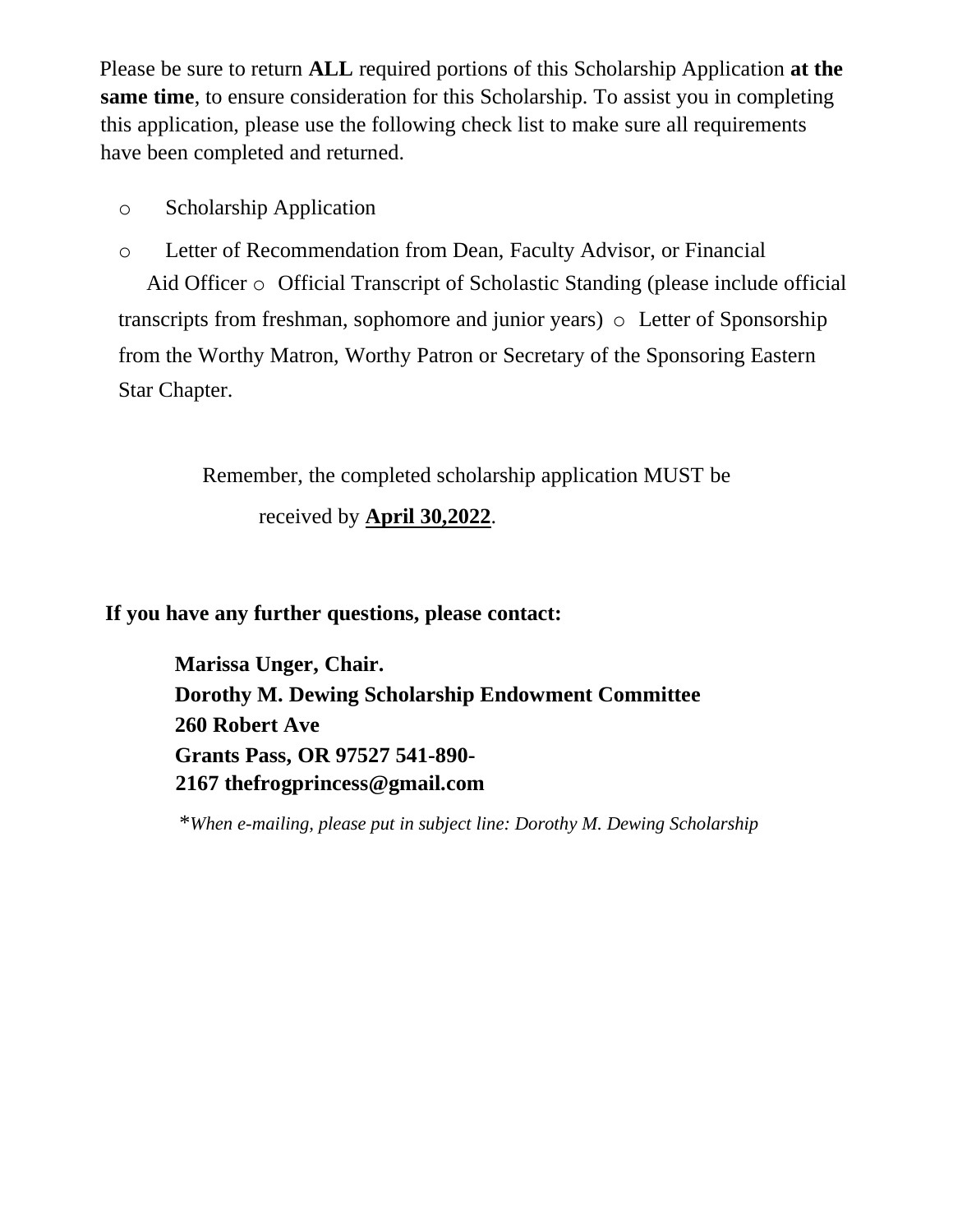Please be sure to return **ALL** required portions of this Scholarship Application **at the same time**, to ensure consideration for this Scholarship. To assist you in completing this application, please use the following check list to make sure all requirements have been completed and returned.

- o Scholarship Application
- o Letter of Recommendation from Dean, Faculty Advisor, or Financial Aid Officer
- o Official Transcript of Scholastic Standing (please include official transcripts from freshman, sophomore and junior years)
- o Letter of Sponsorship from the Worthy Matron, Worthy Patron or Secretary of the Sponsoring Eastern Star Chapter.

Remember, the completed scholarship application MUST be received by **April 30,2022**.

**If you have any further questions, please contact:**

**Marissa Unger, Chair.**
**Dorothy M. Dewing Scholarship Endowment Committee**
**260 Robert Ave**
**Grants Pass, OR 97527 541-890-2167 thefrogprincess@gmail.com**

*\*When e-mailing, please put in subject line: Dorothy M. Dewing Scholarship*